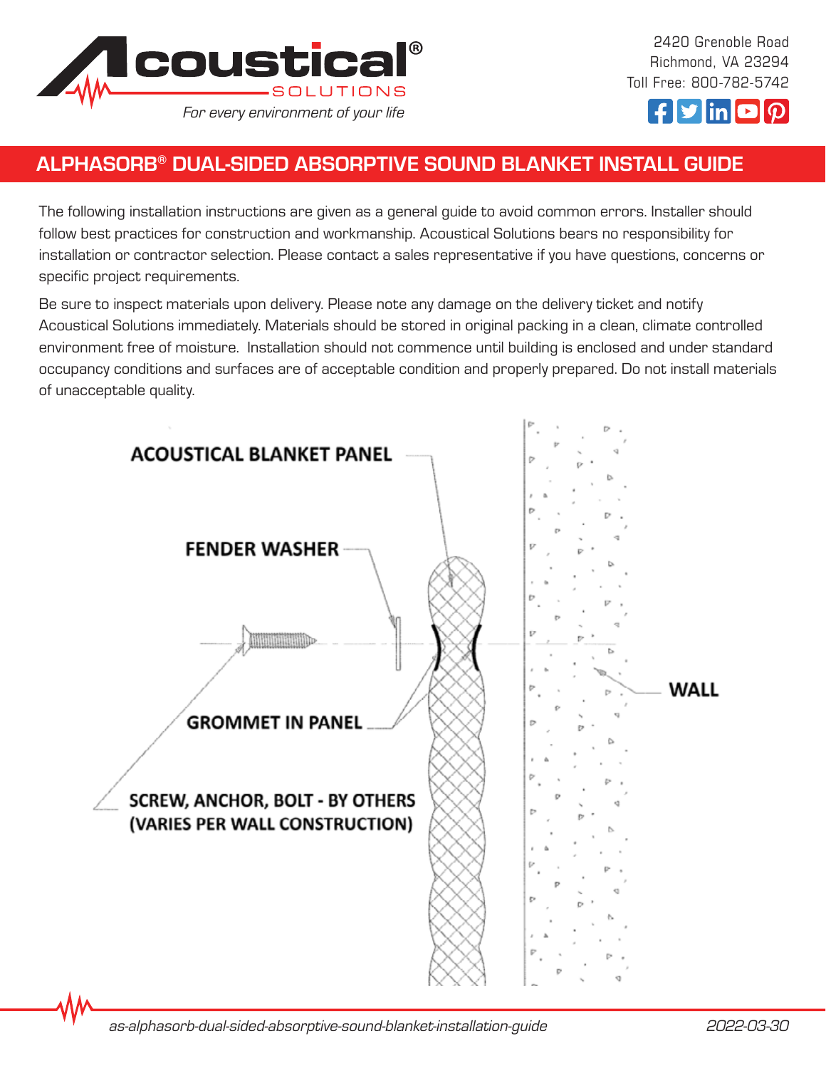Acoustical® SOLUTIONS

*For every environment of your life*

2420 Grenoble Road
Richmond, VA 23294
Toll Free: 800-782-5742

# ALPHASORB® DUAL-SIDED ABSORPTIVE SOUND BLANKET INSTALL GUIDE

The following installation instructions are given as a general guide to avoid common errors. Installer should follow best practices for construction and workmanship. Acoustical Solutions bears no responsibility for installation or contractor selection. Please contact a sales representative if you have questions, concerns or specific project requirements.

Be sure to inspect materials upon delivery. Please note any damage on the delivery ticket and notify Acoustical Solutions immediately. Materials should be stored in original packing in a clean, climate controlled environment free of moisture. Installation should not commence until building is enclosed and under standard occupancy conditions and surfaces are of acceptable condition and properly prepared. Do not install materials of unacceptable quality.

ACOUSTICAL BLANKET PANEL

FENDER WASHER

GROMMET IN PANEL

SCREW, ANCHOR, BOLT - BY OTHERS (VARIES PER WALL CONSTRUCTION)

WALL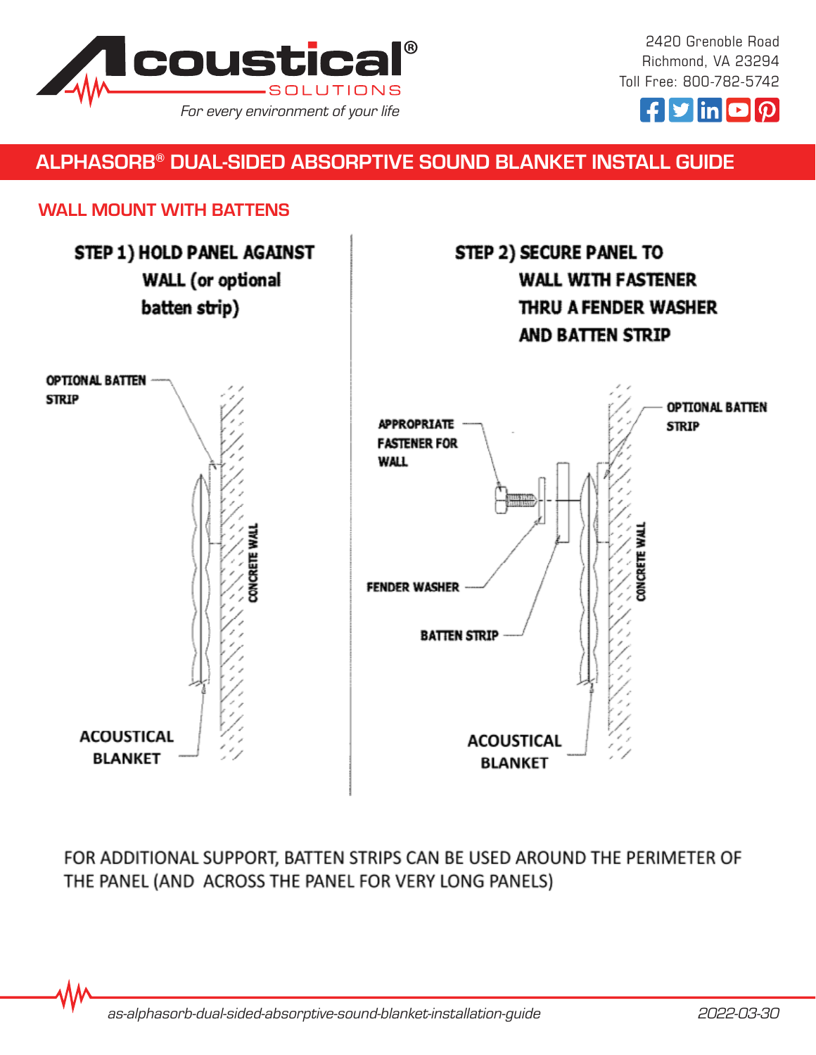# ALPHASORB® DUAL-SIDED ABSORPTIVE SOUND BLANKET INSTALL GUIDE

## WALL MOUNT WITH BATTENS

**STEP 1) HOLD PANEL AGAINST WALL (or optional batten strip)**

OPTIONAL BATTEN STRIP

CONCRETE WALL

ACOUSTICAL BLANKET

**STEP 2) SECURE PANEL TO WALL WITH FASTENER THRU A FENDER WASHER AND BATTEN STRIP**

APPROPRIATE FASTENER FOR WALL

OPTIONAL BATTEN STRIP

FENDER WASHER

BATTEN STRIP

CONCRETE WALL

ACOUSTICAL BLANKET

FOR ADDITIONAL SUPPORT, BATTEN STRIPS CAN BE USED AROUND THE PERIMETER OF THE PANEL (AND ACROSS THE PANEL FOR VERY LONG PANELS)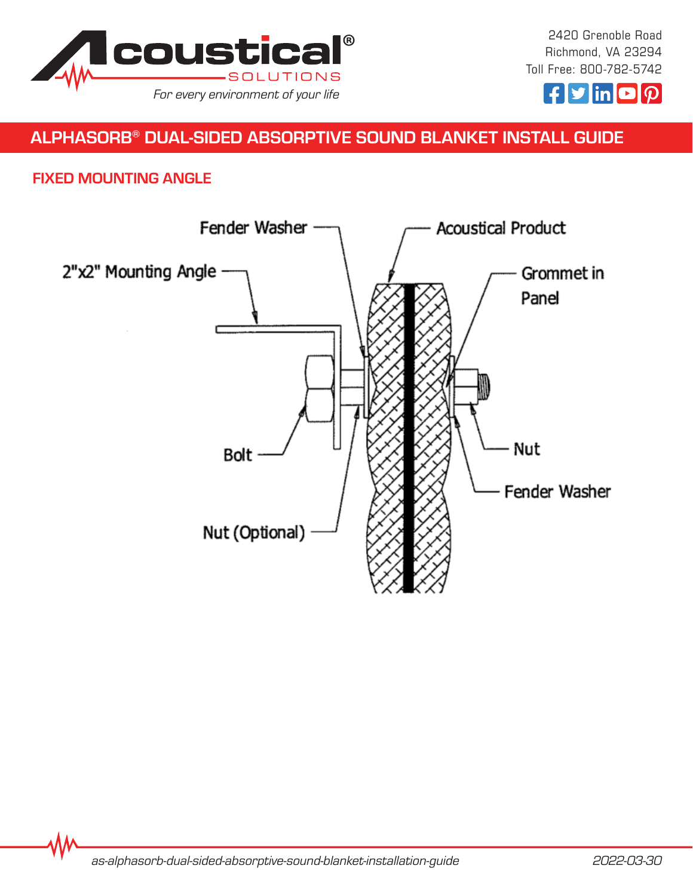## ALPHASORB® DUAL-SIDED ABSORPTIVE SOUND BLANKET INSTALL GUIDE

### FIXED MOUNTING ANGLE

Fender Washer

Acoustical Product

2"x2" Mounting Angle

Grommet in Panel

Bolt

Nut

Fender Washer

Nut (Optional)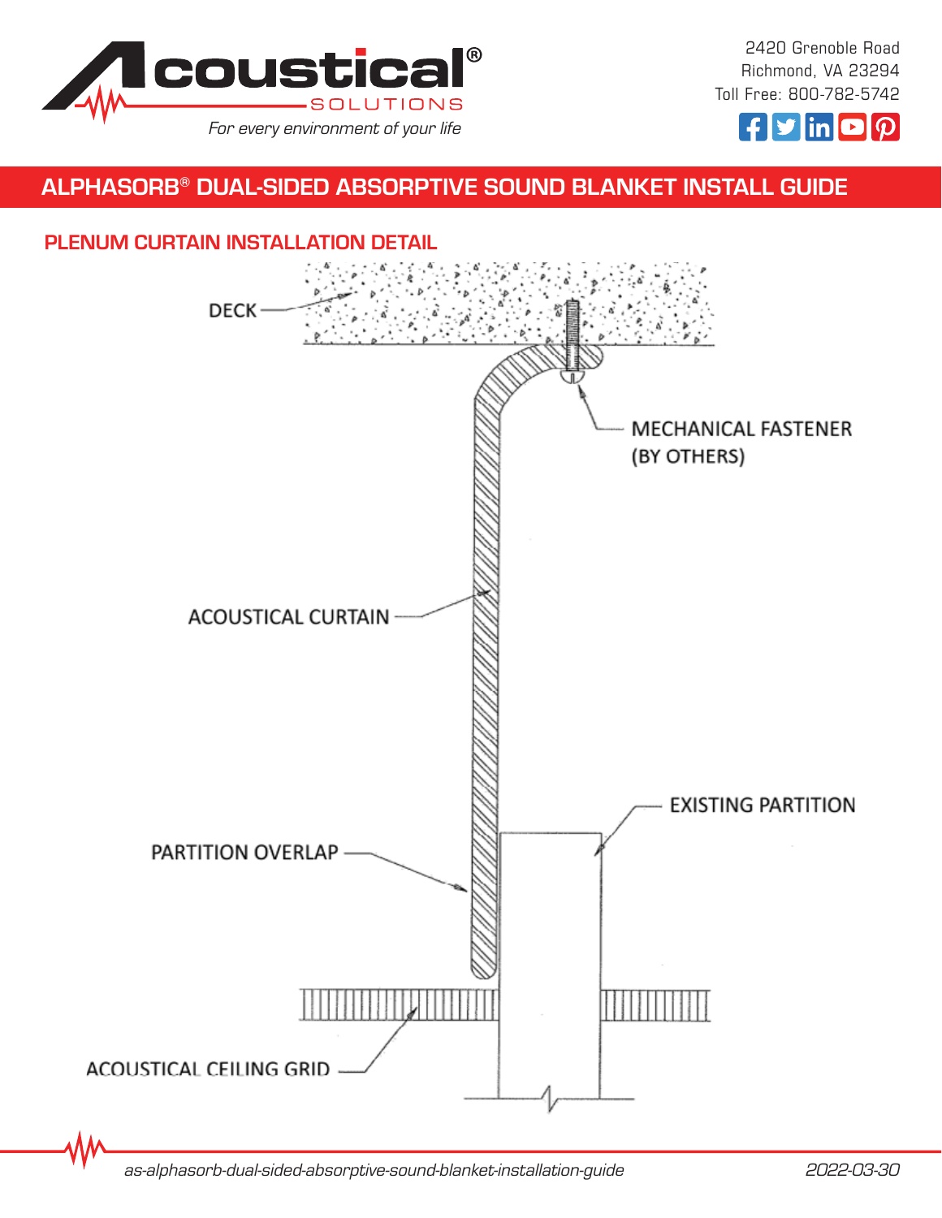# ALPHASORB® DUAL-SIDED ABSORPTIVE SOUND BLANKET INSTALL GUIDE

## PLENUM CURTAIN INSTALLATION DETAIL

DECK

MECHANICAL FASTENER
(BY OTHERS)

ACOUSTICAL CURTAIN

EXISTING PARTITION

PARTITION OVERLAP

ACOUSTICAL CEILING GRID